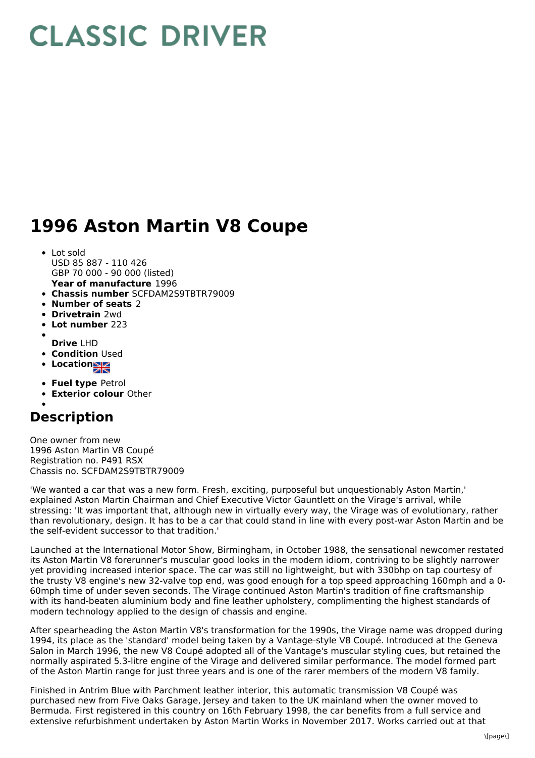# CLASSIC DRIVER

# 1996 Aston Martin V8 Coupe

- Lot sold
  USD 85 887 - 110 426
  GBP 70 000 - 90 000 (listed)
  **Year of manufacture** 1996
- **Chassis number** SCFDAM2S9TBTR79009
- **Number of seats** 2
- **Drivetrain** 2wd
- **Lot number** 223
- **Drive** LHD
- **Condition** Used
- **Location**
- **Fuel type** Petrol
- **Exterior colour** Other

## Description

One owner from new
1996 Aston Martin V8 Coupé
Registration no. P491 RSX
Chassis no. SCFDAM2S9TBTR79009

'We wanted a car that was a new form. Fresh, exciting, purposeful but unquestionably Aston Martin,' explained Aston Martin Chairman and Chief Executive Victor Gauntlett on the Virage's arrival, while stressing: 'It was important that, although new in virtually every way, the Virage was of evolutionary, rather than revolutionary, design. It has to be a car that could stand in line with every post-war Aston Martin and be the self-evident successor to that tradition.'

Launched at the International Motor Show, Birmingham, in October 1988, the sensational newcomer restated its Aston Martin V8 forerunner's muscular good looks in the modern idiom, contriving to be slightly narrower yet providing increased interior space. The car was still no lightweight, but with 330bhp on tap courtesy of the trusty V8 engine's new 32-valve top end, was good enough for a top speed approaching 160mph and a 0-60mph time of under seven seconds. The Virage continued Aston Martin's tradition of fine craftsmanship with its hand-beaten aluminium body and fine leather upholstery, complimenting the highest standards of modern technology applied to the design of chassis and engine.

After spearheading the Aston Martin V8's transformation for the 1990s, the Virage name was dropped during 1994, its place as the 'standard' model being taken by a Vantage-style V8 Coupé. Introduced at the Geneva Salon in March 1996, the new V8 Coupé adopted all of the Vantage's muscular styling cues, but retained the normally aspirated 5.3-litre engine of the Virage and delivered similar performance. The model formed part of the Aston Martin range for just three years and is one of the rarer members of the modern V8 family.

Finished in Antrim Blue with Parchment leather interior, this automatic transmission V8 Coupé was purchased new from Five Oaks Garage, Jersey and taken to the UK mainland when the owner moved to Bermuda. First registered in this country on 16th February 1998, the car benefits from a full service and extensive refurbishment undertaken by Aston Martin Works in November 2017. Works carried out at that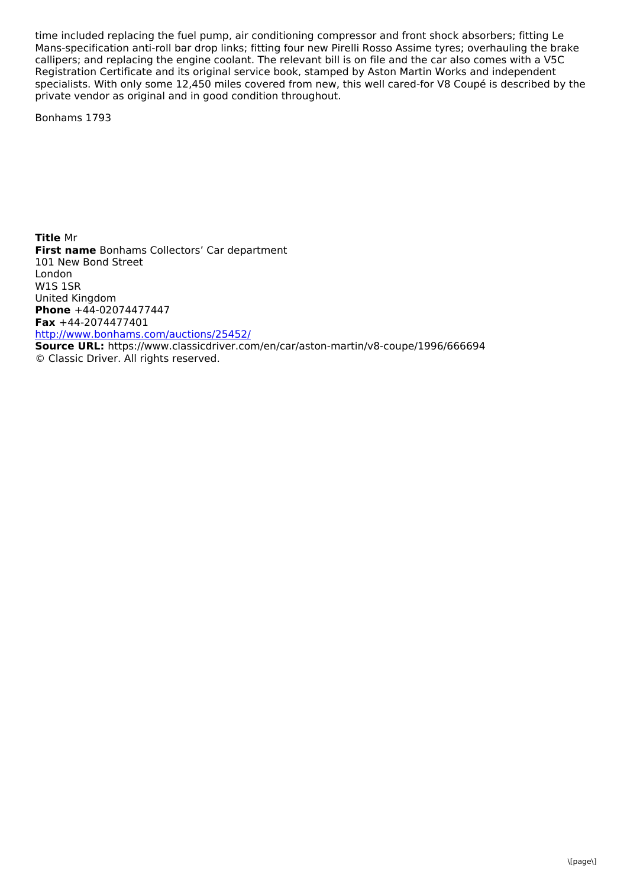time included replacing the fuel pump, air conditioning compressor and front shock absorbers; fitting Le Mans-specification anti-roll bar drop links; fitting four new Pirelli Rosso Assime tyres; overhauling the brake callipers; and replacing the engine coolant. The relevant bill is on file and the car also comes with a V5C Registration Certificate and its original service book, stamped by Aston Martin Works and independent specialists. With only some 12,450 miles covered from new, this well cared-for V8 Coupé is described by the private vendor as original and in good condition throughout.

Bonhams 1793

**Title** Mr
**First name** Bonhams Collectors' Car department
101 New Bond Street
London
W1S 1SR
United Kingdom
**Phone** +44-02074477447
**Fax** +44-2074477401
[http://www.bonhams.com/auctions/25452/](http://www.bonhams.com/auctions/25452/)
**Source URL:** https://www.classicdriver.com/en/car/aston-martin/v8-coupe/1996/666694
© Classic Driver. All rights reserved.